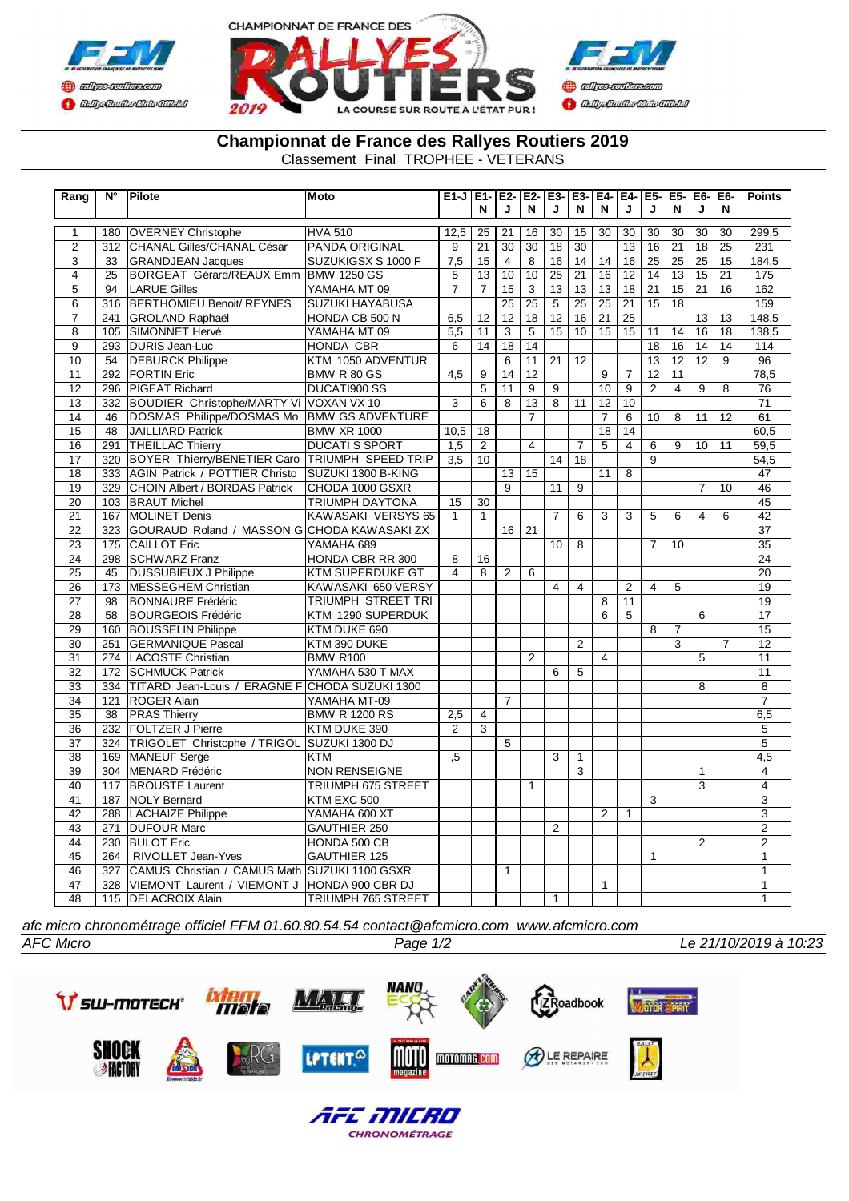# Championnat de France des Rallyes Routiers 2019

Classement Final TROPHEE - VETERANS

| Rang | N° | Pilote | Moto | E1-J | E1-N | E2-J | E2-N | E3-J | E3-N | E4-N | E4-J | E5-J | E5-N | E6-J | E6-N | Points |
|---|---|---|---|---|---|---|---|---|---|---|---|---|---|---|---|---|
| 1 | 180 | OVERNEY Christophe | HVA 510 | 12,5 | 25 | 21 | 16 | 30 | 15 | 30 | 30 | 30 | 30 | 30 | 30 | 299,5 |
| 2 | 312 | CHANAL Gilles/CHANAL César | PANDA ORIGINAL | 9 | 21 | 30 | 30 | 18 | 30 | | 13 | 16 | 21 | 18 | 25 | 231 |
| 3 | 33 | GRANDJEAN Jacques | SUZUKIGSX S 1000 F | 7,5 | 15 | 4 | 8 | 16 | 14 | 14 | 16 | 25 | 25 | 25 | 15 | 184,5 |
| 4 | 25 | BORGEAT Gérard/REAUX Emm | BMW 1250 GS | 5 | 13 | 10 | 10 | 25 | 21 | 16 | 12 | 14 | 13 | 15 | 21 | 175 |
| 5 | 94 | LARUE Gilles | YAMAHA MT 09 | 7 | 7 | 15 | 3 | 13 | 13 | 13 | 18 | 21 | 15 | 21 | 16 | 162 |
| 6 | 316 | BERTHOMIEU Benoit/ REYNES | SUZUKI HAYABUSA | | | 25 | 25 | 5 | 25 | 25 | 21 | 15 | 18 | | | 159 |
| 7 | 241 | GROLAND Raphaël | HONDA CB 500 N | 6,5 | 12 | 12 | 18 | 12 | 16 | 21 | 25 | | | 13 | 13 | 148,5 |
| 8 | 105 | SIMONNET Hervé | YAMAHA MT 09 | 5,5 | 11 | 3 | 5 | 15 | 10 | 15 | 15 | 11 | 14 | 16 | 18 | 138,5 |
| 9 | 293 | DURIS Jean-Luc | HONDA CBR | 6 | 14 | 18 | 14 | | | | | 18 | 16 | 14 | 14 | 114 |
| 10 | 54 | DEBURCK Philippe | KTM 1050 ADVENTUR | | | 6 | 11 | 21 | 12 | | | 13 | 12 | 12 | 9 | 96 |
| 11 | 292 | FORTIN Eric | BMW R 80 GS | 4,5 | 9 | 14 | 12 | | | 9 | 7 | 12 | 11 | | | 78,5 |
| 12 | 296 | PIGEAT Richard | DUCATI900 SS | | 5 | 11 | 9 | 9 | | 10 | 9 | 2 | 4 | 9 | 8 | 76 |
| 13 | 332 | BOUDIER Christophe/MARTY Vi | VOXAN VX 10 | 3 | 6 | 8 | 13 | 8 | 11 | 12 | 10 | | | | | 71 |
| 14 | 46 | DOSMAS Philippe/DOSMAS Mo | BMW GS ADVENTURE | | | | 7 | | | 7 | 6 | 10 | 8 | 11 | 12 | 61 |
| 15 | 48 | JAILLIARD Patrick | BMW XR 1000 | 10,5 | 18 | | | | | 18 | 14 | | | | | 60,5 |
| 16 | 291 | THEILLAC Thierry | DUCATI S SPORT | 1,5 | 2 | | 4 | | 7 | 5 | 4 | 6 | 9 | 10 | 11 | 59,5 |
| 17 | 320 | BOYER Thierry/BENETIER Caro | TRIUMPH SPEED TRIP | 3,5 | 10 | | | 14 | 18 | | | 9 | | | | 54,5 |
| 18 | 333 | AGIN Patrick / POTTIER Christo | SUZUKI 1300 B-KING | | | 13 | 15 | | | 11 | 8 | | | | | 47 |
| 19 | 329 | CHOIN Albert / BORDAS Patrick | CHODA 1000 GSXR | | | 9 | | 11 | 9 | | | | | 7 | 10 | 46 |
| 20 | 103 | BRAUT Michel | TRIUMPH DAYTONA | 15 | 30 | | | | | | | | | | | 45 |
| 21 | 167 | MOLINET Denis | KAWASAKI VERSYS 65 | 1 | 1 | | | 7 | 6 | 3 | 3 | 5 | 6 | 4 | 6 | 42 |
| 22 | 323 | GOURAUD Roland / MASSON G | CHODA KAWASAKI ZX | | | 16 | 21 | | | | | | | | | 37 |
| 23 | 175 | CAILLOT Eric | YAMAHA 689 | | | | | 10 | 8 | | | 7 | 10 | | | 35 |
| 24 | 298 | SCHWARZ Franz | HONDA CBR RR 300 | 8 | 16 | | | | | | | | | | | 24 |
| 25 | 45 | DUSSUBIEUX J Philippe | KTM SUPERDUKE GT | 4 | 8 | 2 | 6 | | | | | | | | | 20 |
| 26 | 173 | MESSEGHEM Christian | KAWASAKI 650 VERSY | | | | | 4 | 4 | | 2 | 4 | 5 | | | 19 |
| 27 | 98 | BONNAURE Frédéric | TRIUMPH STREET TRI | | | | | | | 8 | 11 | | | | | 19 |
| 28 | 58 | BOURGEOIS Frédéric | KTM 1290 SUPERDUK | | | | | | | 6 | 5 | | | 6 | | 17 |
| 29 | 160 | BOUSSELIN Philippe | KTM DUKE 690 | | | | | | | | | 8 | 7 | | | 15 |
| 30 | 251 | GERMANIQUE Pascal | KTM 390 DUKE | | | | | | 2 | | | | 3 | | 7 | 12 |
| 31 | 274 | LACOSTE Christian | BMW R100 | | | | 2 | | | 4 | | | | 5 | | 11 |
| 32 | 172 | SCHMUCK Patrick | YAMAHA 530 T MAX | | | | | 6 | 5 | | | | | | | 11 |
| 33 | 334 | TITARD Jean-Louis / ERAGNE F | CHODA SUZUKI 1300 | | | | | | | | | | | 8 | | 8 |
| 34 | 121 | ROGER Alain | YAMAHA MT-09 | | | 7 | | | | | | | | | | 7 |
| 35 | 38 | PRAS Thierry | BMW R 1200 RS | 2,5 | 4 | | | | | | | | | | | 6,5 |
| 36 | 232 | FOLTZER J Pierre | KTM DUKE 390 | 2 | 3 | | | | | | | | | | | 5 |
| 37 | 324 | TRIGOLET Christophe / TRIGOL | SUZUKI 1300 DJ | | | 5 | | | | | | | | | | 5 |
| 38 | 169 | MANEUF Serge | KTM | ,5 | | | | 3 | 1 | | | | | | | 4,5 |
| 39 | 304 | MENARD Frédéric | NON RENSEIGNE | | | | | | 3 | | | | | 1 | | 4 |
| 40 | 117 | BROUSTE Laurent | TRIUMPH 675 STREET | | | | 1 | | | | | | | 3 | | 4 |
| 41 | 187 | NOLY Bernard | KTM EXC 500 | | | | | | | | | 3 | | | | 3 |
| 42 | 288 | LACHAIZE Philippe | YAMAHA 600 XT | | | | | | | 2 | 1 | | | | | 3 |
| 43 | 271 | DUFOUR Marc | GAUTHIER 250 | | | | | 2 | | | | | | | | 2 |
| 44 | 230 | BULOT Eric | HONDA 500 CB | | | | | | | | | | | 2 | | 2 |
| 45 | 264 | RIVOLLET Jean-Yves | GAUTHIER 125 | | | | | | | | | 1 | | | | 1 |
| 46 | 327 | CAMUS Christian / CAMUS Math | SUZUKI 1100 GSXR | | | 1 | | | | | | | | | | 1 |
| 47 | 328 | VIEMONT Laurent / VIEMONT J | HONDA 900 CBR DJ | | | | | | | 1 | | | | | | 1 |
| 48 | 115 | DELACROIX Alain | TRIUMPH 765 STREET | | | | | 1 | | | | | | | | 1 |

*afc micro chronométrage officiel FFM 01.60.80.54.54 contact@afcmicro.com www.afcmicro.com*

*AFC Micro* — *Le 21/10/2019 à 10:23*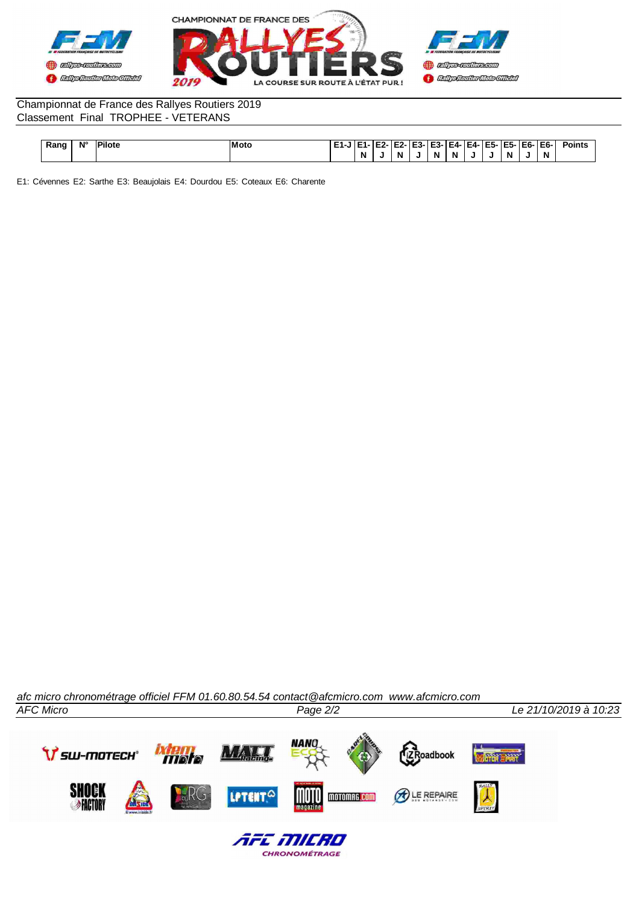Championnat de France des Rallyes Routiers 2019
Classement Final TROPHEE - VETERANS

| Rang | N° | Pilote | Moto | E1-J | E1-N | E2-J | E2-N | E3-J | E3-N | E4-N | E4-J | E5-J | E5-N | E6-J | E6-N | Points |
|---|---|---|---|---|---|---|---|---|---|---|---|---|---|---|---|---|

E1: Cévennes E2: Sarthe E3: Beaujolais E4: Dourdou E5: Coteaux E6: Charente

*afc micro chronométrage officiel FFM 01.60.80.54.54 contact@afcmicro.com www.afcmicro.com*

*AFC Micro* *Le 21/10/2019 à 10:23*